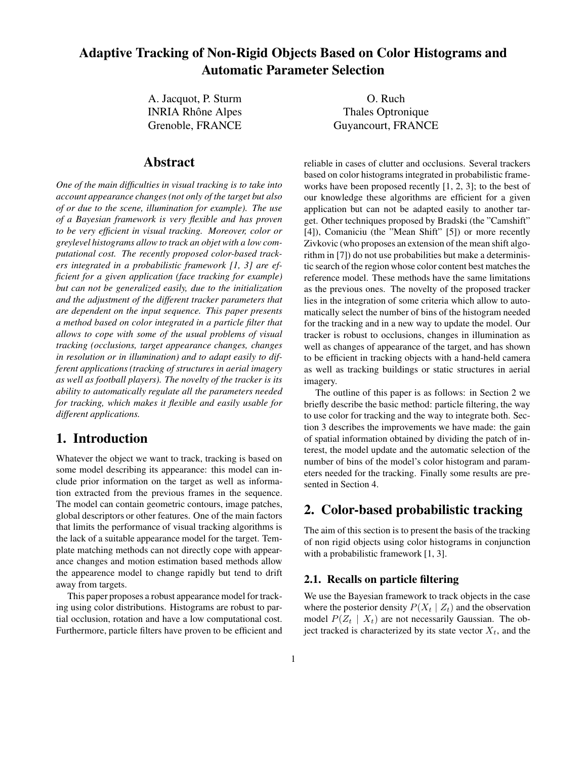# Adaptive Tracking of Non-Rigid Objects Based on Color Histograms and Automatic Parameter Selection

A. Jacquot, P. Sturm
INRIA Rhône Alpes
Grenoble, FRANCE

O. Ruch
Thales Optronique
Guyancourt, FRANCE

## Abstract

*One of the main difficulties in visual tracking is to take into account appearance changes (not only of the target but also of or due to the scene, illumination for example). The use of a Bayesian framework is very flexible and has proven to be very efficient in visual tracking. Moreover, color or greylevel histograms allow to track an objet with a low computational cost. The recently proposed color-based trackers integrated in a probabilistic framework [1, 3] are efficient for a given application (face tracking for example) but can not be generalized easily, due to the initialization and the adjustment of the different tracker parameters that are dependent on the input sequence. This paper presents a method based on color integrated in a particle filter that allows to cope with some of the usual problems of visual tracking (occlusions, target appearance changes, changes in resolution or in illumination) and to adapt easily to different applications (tracking of structures in aerial imagery as well as football players). The novelty of the tracker is its ability to automatically regulate all the parameters needed for tracking, which makes it flexible and easily usable for different applications.*

## 1. Introduction

Whatever the object we want to track, tracking is based on some model describing its appearance: this model can include prior information on the target as well as information extracted from the previous frames in the sequence. The model can contain geometric contours, image patches, global descriptors or other features. One of the main factors that limits the performance of visual tracking algorithms is the lack of a suitable appearance model for the target. Template matching methods can not directly cope with appearance changes and motion estimation based methods allow the appearence model to change rapidly but tend to drift away from targets.

This paper proposes a robust appearance model for tracking using color distributions. Histograms are robust to partial occlusion, rotation and have a low computational cost. Furthermore, particle filters have proven to be efficient and reliable in cases of clutter and occlusions. Several trackers based on color histograms integrated in probabilistic frameworks have been proposed recently [1, 2, 3]; to the best of our knowledge these algorithms are efficient for a given application but can not be adapted easily to another target. Other techniques proposed by Bradski (the "Camshift" [4]), Comaniciu (the "Mean Shift" [5]) or more recently Zivkovic (who proposes an extension of the mean shift algorithm in [7]) do not use probabilities but make a deterministic search of the region whose color content best matches the reference model. These methods have the same limitations as the previous ones. The novelty of the proposed tracker lies in the integration of some criteria which allow to automatically select the number of bins of the histogram needed for the tracking and in a new way to update the model. Our tracker is robust to occlusions, changes in illumination as well as changes of appearance of the target, and has shown to be efficient in tracking objects with a hand-held camera as well as tracking buildings or static structures in aerial imagery.

The outline of this paper is as follows: in Section 2 we briefly describe the basic method: particle filtering, the way to use color for tracking and the way to integrate both. Section 3 describes the improvements we have made: the gain of spatial information obtained by dividing the patch of interest, the model update and the automatic selection of the number of bins of the model's color histogram and parameters needed for the tracking. Finally some results are presented in Section 4.

## 2. Color-based probabilistic tracking

The aim of this section is to present the basis of the tracking of non rigid objects using color histograms in conjunction with a probabilistic framework [1, 3].

### 2.1. Recalls on particle filtering

We use the Bayesian framework to track objects in the case where the posterior density $P(X_t \mid Z_t)$ and the observation model $P(Z_t \mid X_t)$ are not necessarily Gaussian. The object tracked is characterized by its state vector $X_t$, and the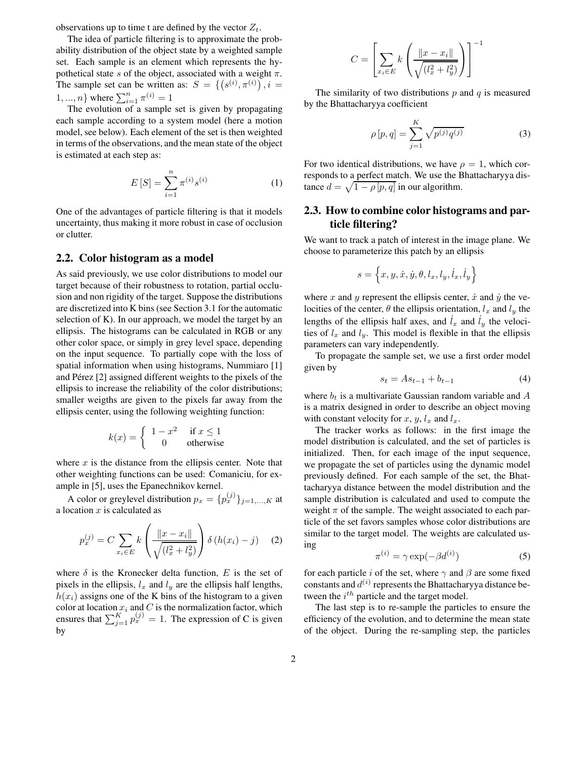observations up to time t are defined by the vector $Z_t$.

The idea of particle filtering is to approximate the probability distribution of the object state by a weighted sample set. Each sample is an element which represents the hypothetical state $s$ of the object, associated with a weight $\pi$. The sample set can be written as: $S = \left\{ \left(s^{(i)}, \pi^{(i)}\right), i = 1, ..., n \right\}$ where $\sum_{i=1}^{n} \pi^{(i)} = 1$

The evolution of a sample set is given by propagating each sample according to a system model (here a motion model, see below). Each element of the set is then weighted in terms of the observations, and the mean state of the object is estimated at each step as:

$$E\left[S\right] = \sum_{i=1}^{n} \pi^{(i)} s^{(i)} \tag{1}$$

One of the advantages of particle filtering is that it models uncertainty, thus making it more robust in case of occlusion or clutter.

## 2.2. Color histogram as a model

As said previously, we use color distributions to model our target because of their robustness to rotation, partial occlusion and non rigidity of the target. Suppose the distributions are discretized into K bins (see Section 3.1 for the automatic selection of K). In our approach, we model the target by an ellipsis. The histograms can be calculated in RGB or any other color space, or simply in grey level space, depending on the input sequence. To partially cope with the loss of spatial information when using histograms, Nummiaro [1] and Pérez [2] assigned different weights to the pixels of the ellipsis to increase the reliability of the color distributions; smaller weigths are given to the pixels far away from the ellipsis center, using the following weighting function:

$$k(x) = \begin{cases} 1 - x^2 & \text{if } x \leq 1 \\ 0 & \text{otherwise} \end{cases}$$

where $x$ is the distance from the ellipsis center. Note that other weighting functions can be used: Comaniciu, for example in [5], uses the Epanechnikov kernel.

A color or greylevel distribution $p_x = \{p_x^{(j)}\}_{j=1,...,K}$ at a location $x$ is calculated as

$$p_x^{(j)} = C \sum_{x_i \in E} k\left(\frac{\|x - x_i\|}{\sqrt{(l_x^2 + l_y^2)}}\right) \delta\left(h(x_i) - j\right) \tag{2}$$

where $\delta$ is the Kronecker delta function, $E$ is the set of pixels in the ellipsis, $l_x$ and $l_y$ are the ellipsis half lengths, $h(x_i)$ assigns one of the K bins of the histogram to a given color at location $x_i$ and $C$ is the normalization factor, which ensures that $\sum_{j=1}^{K} p_x^{(j)} = 1$. The expression of C is given by

$$C = \left[\sum_{x_i \in E} k\left(\frac{\|x - x_i\|}{\sqrt{(l_x^2 + l_y^2)}}\right)\right]^{-1}$$

The similarity of two distributions $p$ and $q$ is measured by the Bhattacharyya coefficient

$$\rho\left[p, q\right] = \sum_{j=1}^{K} \sqrt{p^{(j)} q^{(j)}} \tag{3}$$

For two identical distributions, we have $\rho = 1$, which corresponds to a perfect match. We use the Bhattacharyya distance $d = \sqrt{1 - \rho\left[p, q\right]}$ in our algorithm.

## 2.3. How to combine color histograms and particle filtering?

We want to track a patch of interest in the image plane. We choose to parameterize this patch by an ellipsis

$$s = \left\{x, y, \dot{x}, \dot{y}, \theta, l_x, l_y, \dot{l}_x, \dot{l}_y\right\}$$

where $x$ and $y$ represent the ellipsis center, $\dot{x}$ and $\dot{y}$ the velocities of the center, $\theta$ the ellipsis orientation, $l_x$ and $l_y$ the lengths of the ellipsis half axes, and $\dot{l}_x$ and $\dot{l}_y$ the velocities of $l_x$ and $l_y$. This model is flexible in that the ellipsis parameters can vary independently.

To propagate the sample set, we use a first order model given by

$$s_t = A s_{t-1} + b_{t-1} \tag{4}$$

where $b_t$ is a multivariate Gaussian random variable and $A$ is a matrix designed in order to describe an object moving with constant velocity for $x$, $y$, $l_x$ and $l_x$.

The tracker works as follows: in the first image the model distribution is calculated, and the set of particles is initialized. Then, for each image of the input sequence, we propagate the set of particles using the dynamic model previously defined. For each sample of the set, the Bhattacharyya distance between the model distribution and the sample distribution is calculated and used to compute the weight $\pi$ of the sample. The weight associated to each particle of the set favors samples whose color distributions are similar to the target model. The weights are calculated using

$$\pi^{(i)} = \gamma \exp(-\beta d^{(i)}) \tag{5}$$

for each particle $i$ of the set, where $\gamma$ and $\beta$ are some fixed constants and $d^{(i)}$ represents the Bhattacharyya distance between the $i^{th}$ particle and the target model.

The last step is to re-sample the particles to ensure the efficiency of the evolution, and to determine the mean state of the object. During the re-sampling step, the particles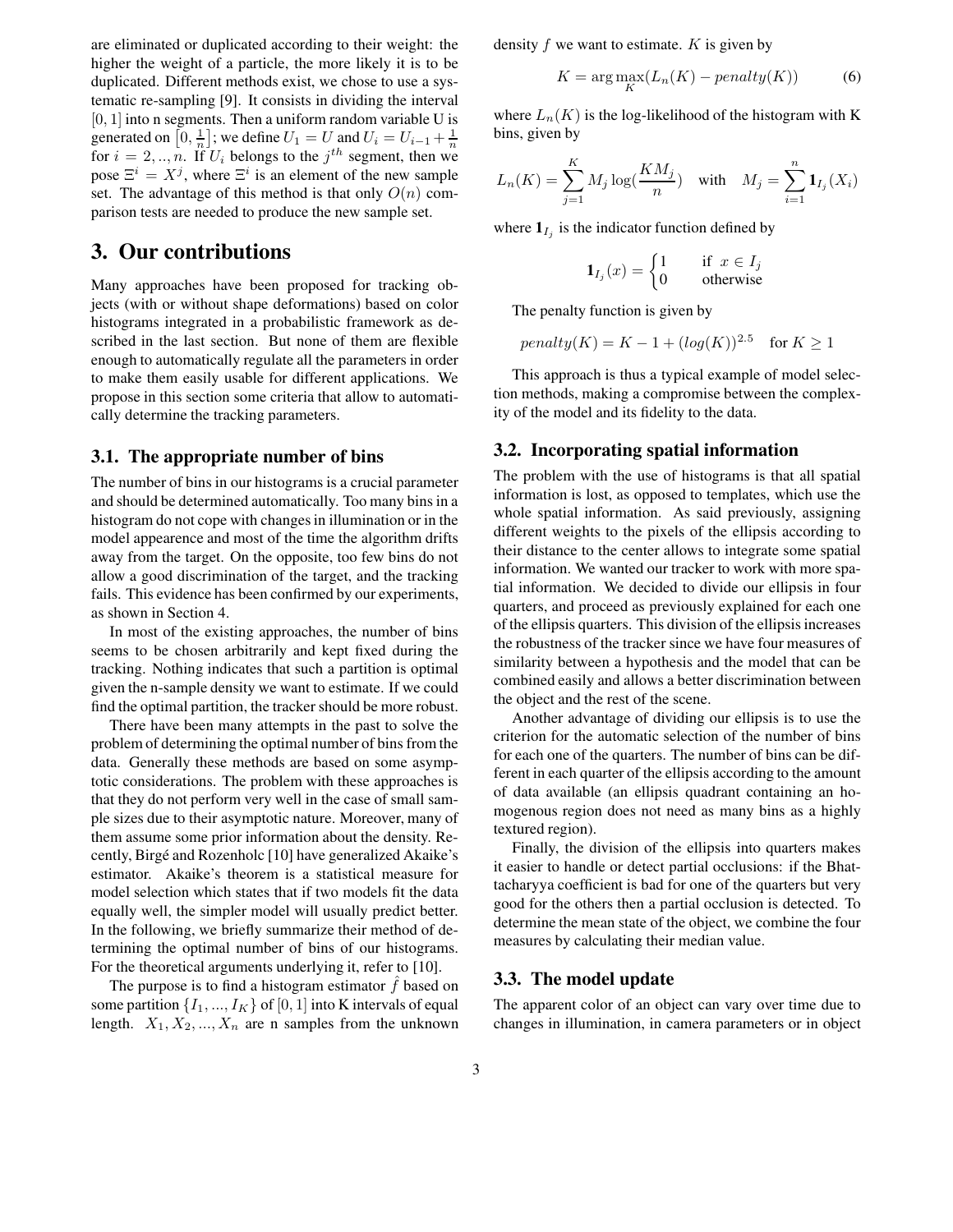are eliminated or duplicated according to their weight: the higher the weight of a particle, the more likely it is to be duplicated. Different methods exist, we chose to use a systematic re-sampling [9]. It consists in dividing the interval $[0, 1]$ into n segments. Then a uniform random variable U is generated on $\left[0, \frac{1}{n}\right]$; we define $U_1 = U$ and $U_i = U_{i-1} + \frac{1}{n}$ for $i = 2, .., n$. If $U_i$ belongs to the $j^{th}$ segment, then we pose $\Xi^i = X^j$, where $\Xi^i$ is an element of the new sample set. The advantage of this method is that only $O(n)$ comparison tests are needed to produce the new sample set.

# 3. Our contributions

Many approaches have been proposed for tracking objects (with or without shape deformations) based on color histograms integrated in a probabilistic framework as described in the last section. But none of them are flexible enough to automatically regulate all the parameters in order to make them easily usable for different applications. We propose in this section some criteria that allow to automatically determine the tracking parameters.

## 3.1. The appropriate number of bins

The number of bins in our histograms is a crucial parameter and should be determined automatically. Too many bins in a histogram do not cope with changes in illumination or in the model appearence and most of the time the algorithm drifts away from the target. On the opposite, too few bins do not allow a good discrimination of the target, and the tracking fails. This evidence has been confirmed by our experiments, as shown in Section 4.

In most of the existing approaches, the number of bins seems to be chosen arbitrarily and kept fixed during the tracking. Nothing indicates that such a partition is optimal given the n-sample density we want to estimate. If we could find the optimal partition, the tracker should be more robust.

There have been many attempts in the past to solve the problem of determining the optimal number of bins from the data. Generally these methods are based on some asymptotic considerations. The problem with these approaches is that they do not perform very well in the case of small sample sizes due to their asymptotic nature. Moreover, many of them assume some prior information about the density. Recently, Birgé and Rozenholc [10] have generalized Akaike's estimator. Akaike's theorem is a statistical measure for model selection which states that if two models fit the data equally well, the simpler model will usually predict better. In the following, we briefly summarize their method of determining the optimal number of bins of our histograms. For the theoretical arguments underlying it, refer to [10].

The purpose is to find a histogram estimator $\hat{f}$ based on some partition $\{I_1, ..., I_K\}$ of $[0, 1]$ into K intervals of equal length. $X_1, X_2, ..., X_n$ are n samples from the unknown density $f$ we want to estimate. $K$ is given by

$$K = \arg\max_K (L_n(K) - penalty(K)) \qquad (6)$$

where $L_n(K)$ is the log-likelihood of the histogram with K bins, given by

$$L_n(K) = \sum_{j=1}^{K} M_j \log(\frac{KM_j}{n}) \quad \text{with} \quad M_j = \sum_{i=1}^{n} \mathbf{1}_{I_j}(X_i)$$

where $\mathbf{1}_{I_j}$ is the indicator function defined by

$$\mathbf{1}_{I_j}(x) = \begin{cases} 1 & \text{if } x \in I_j \\ 0 & \text{otherwise} \end{cases}$$

The penalty function is given by

$$penalty(K) = K - 1 + (log(K))^{2.5} \quad \text{for } K \geq 1$$

This approach is thus a typical example of model selection methods, making a compromise between the complexity of the model and its fidelity to the data.

## 3.2. Incorporating spatial information

The problem with the use of histograms is that all spatial information is lost, as opposed to templates, which use the whole spatial information. As said previously, assigning different weights to the pixels of the ellipsis according to their distance to the center allows to integrate some spatial information. We wanted our tracker to work with more spatial information. We decided to divide our ellipsis in four quarters, and proceed as previously explained for each one of the ellipsis quarters. This division of the ellipsis increases the robustness of the tracker since we have four measures of similarity between a hypothesis and the model that can be combined easily and allows a better discrimination between the object and the rest of the scene.

Another advantage of dividing our ellipsis is to use the criterion for the automatic selection of the number of bins for each one of the quarters. The number of bins can be different in each quarter of the ellipsis according to the amount of data available (an ellipsis quadrant containing an homogenous region does not need as many bins as a highly textured region).

Finally, the division of the ellipsis into quarters makes it easier to handle or detect partial occlusions: if the Bhattacharyya coefficient is bad for one of the quarters but very good for the others then a partial occlusion is detected. To determine the mean state of the object, we combine the four measures by calculating their median value.

## 3.3. The model update

The apparent color of an object can vary over time due to changes in illumination, in camera parameters or in object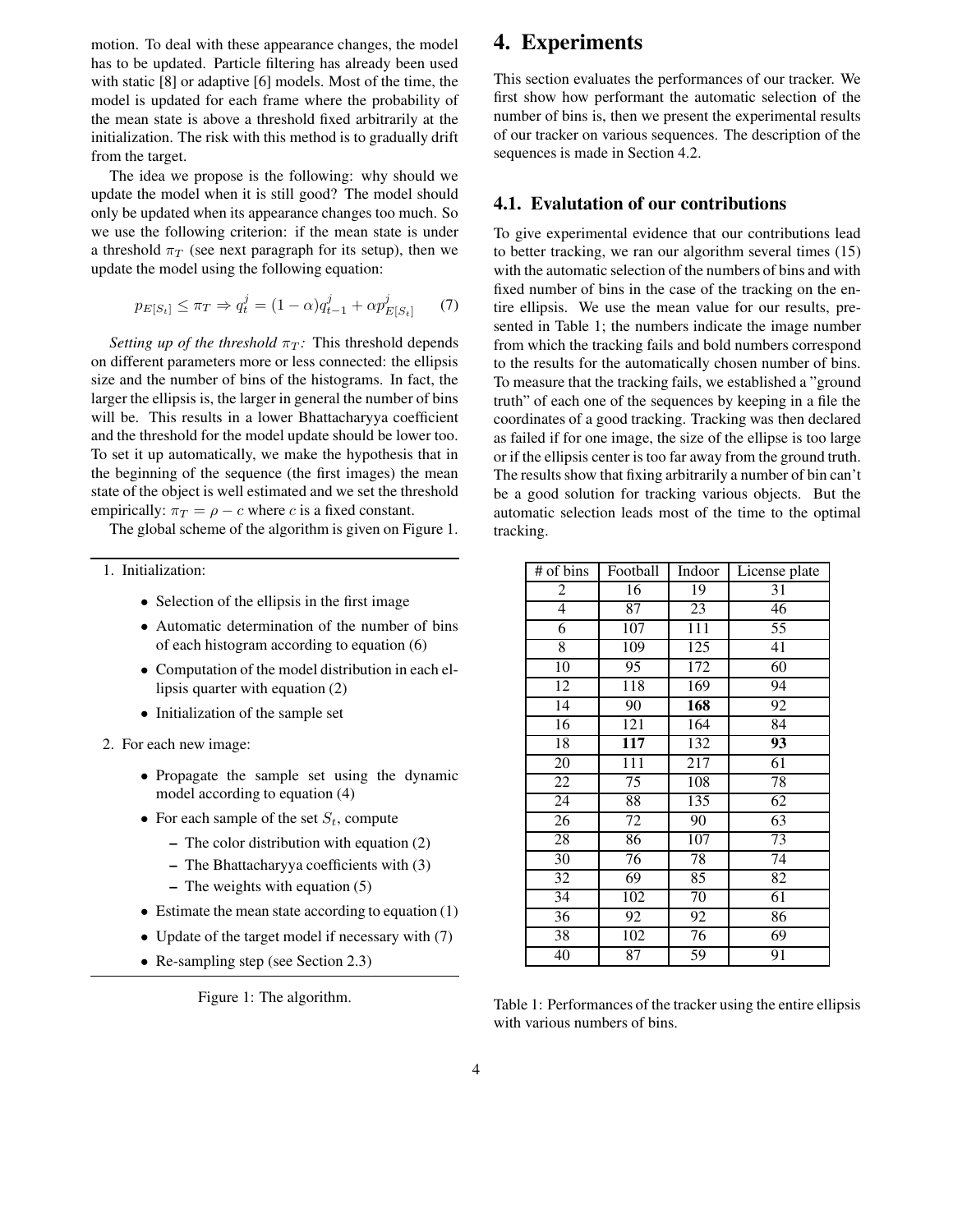motion. To deal with these appearance changes, the model has to be updated. Particle filtering has already been used with static [8] or adaptive [6] models. Most of the time, the model is updated for each frame where the probability of the mean state is above a threshold fixed arbitrarily at the initialization. The risk with this method is to gradually drift from the target.

The idea we propose is the following: why should we update the model when it is still good? The model should only be updated when its appearance changes too much. So we use the following criterion: if the mean state is under a threshold $\pi_T$ (see next paragraph for its setup), then we update the model using the following equation:

$$p_{E[S_t]} \leq \pi_T \Rightarrow q_t^j = (1-\alpha)q_{t-1}^j + \alpha p_{E[S_t]}^j \quad (7)$$

*Setting up of the threshold $\pi_T$:* This threshold depends on different parameters more or less connected: the ellipsis size and the number of bins of the histograms. In fact, the larger the ellipsis is, the larger in general the number of bins will be. This results in a lower Bhattacharyya coefficient and the threshold for the model update should be lower too. To set it up automatically, we make the hypothesis that in the beginning of the sequence (the first images) the mean state of the object is well estimated and we set the threshold empirically: $\pi_T = \rho - c$ where $c$ is a fixed constant.

The global scheme of the algorithm is given on Figure 1.

1. Initialization:
    - Selection of the ellipsis in the first image
    - Automatic determination of the number of bins of each histogram according to equation (6)
    - Computation of the model distribution in each ellipsis quarter with equation (2)
    - Initialization of the sample set
2. For each new image:
    - Propagate the sample set using the dynamic model according to equation (4)
    - For each sample of the set $S_t$, compute
        - The color distribution with equation (2)
        - The Bhattacharyya coefficients with (3)
        - The weights with equation (5)
    - Estimate the mean state according to equation (1)
    - Update of the target model if necessary with (7)
    - Re-sampling step (see Section 2.3)

Figure 1: The algorithm.

# 4. Experiments

This section evaluates the performances of our tracker. We first show how performant the automatic selection of the number of bins is, then we present the experimental results of our tracker on various sequences. The description of the sequences is made in Section 4.2.

## 4.1. Evalutation of our contributions

To give experimental evidence that our contributions lead to better tracking, we ran our algorithm several times (15) with the automatic selection of the numbers of bins and with fixed number of bins in the case of the tracking on the entire ellipsis. We use the mean value for our results, presented in Table 1; the numbers indicate the image number from which the tracking fails and bold numbers correspond to the results for the automatically chosen number of bins. To measure that the tracking fails, we established a "ground truth" of each one of the sequences by keeping in a file the coordinates of a good tracking. Tracking was then declared as failed if for one image, the size of the ellipse is too large or if the ellipsis center is too far away from the ground truth. The results show that fixing arbitrarily a number of bin can't be a good solution for tracking various objects. But the automatic selection leads most of the time to the optimal tracking.

| # of bins | Football | Indoor | License plate |
|---|---|---|---|
| 2 | 16 | 19 | 31 |
| 4 | 87 | 23 | 46 |
| 6 | 107 | 111 | 55 |
| 8 | 109 | 125 | 41 |
| 10 | 95 | 172 | 60 |
| 12 | 118 | 169 | 94 |
| 14 | 90 | **168** | 92 |
| 16 | 121 | 164 | 84 |
| 18 | **117** | 132 | **93** |
| 20 | 111 | 217 | 61 |
| 22 | 75 | 108 | 78 |
| 24 | 88 | 135 | 62 |
| 26 | 72 | 90 | 63 |
| 28 | 86 | 107 | 73 |
| 30 | 76 | 78 | 74 |
| 32 | 69 | 85 | 82 |
| 34 | 102 | 70 | 61 |
| 36 | 92 | 92 | 86 |
| 38 | 102 | 76 | 69 |
| 40 | 87 | 59 | 91 |

Table 1: Performances of the tracker using the entire ellipsis with various numbers of bins.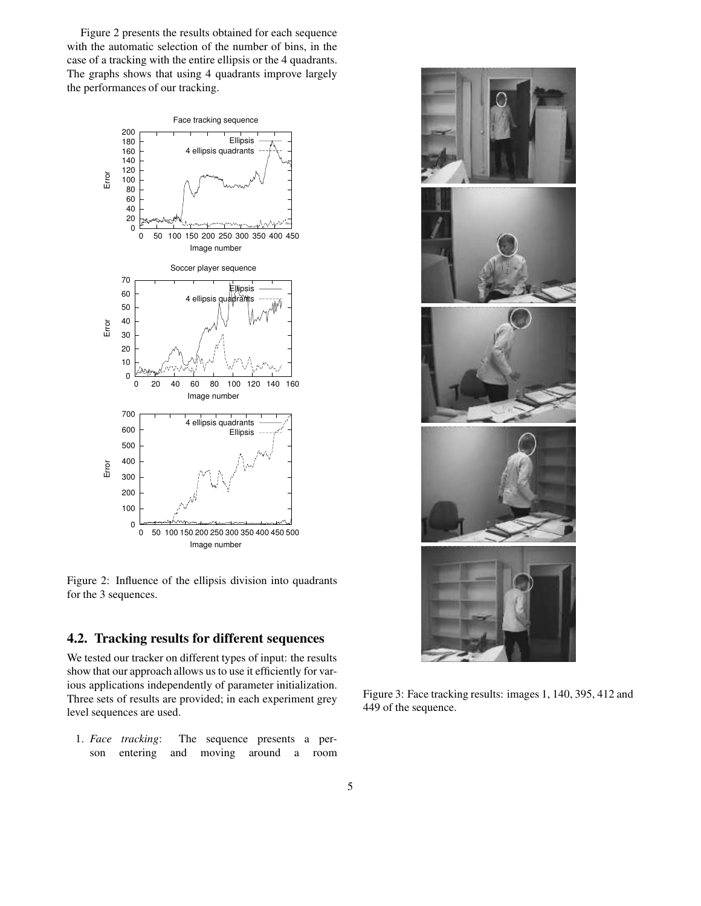Figure 2 presents the results obtained for each sequence with the automatic selection of the number of bins, in the case of a tracking with the entire ellipsis or the 4 quadrants. The graphs shows that using 4 quadrants improve largely the performances of our tracking.

Figure 2: Influence of the ellipsis division into quadrants for the 3 sequences.

Figure 3: Face tracking results: images 1, 140, 395, 412 and 449 of the sequence.

## 4.2. Tracking results for different sequences

We tested our tracker on different types of input: the results show that our approach allows us to use it efficiently for various applications independently of parameter initialization. Three sets of results are provided; in each experiment grey level sequences are used.

1. *Face tracking*: The sequence presents a person entering and moving around a room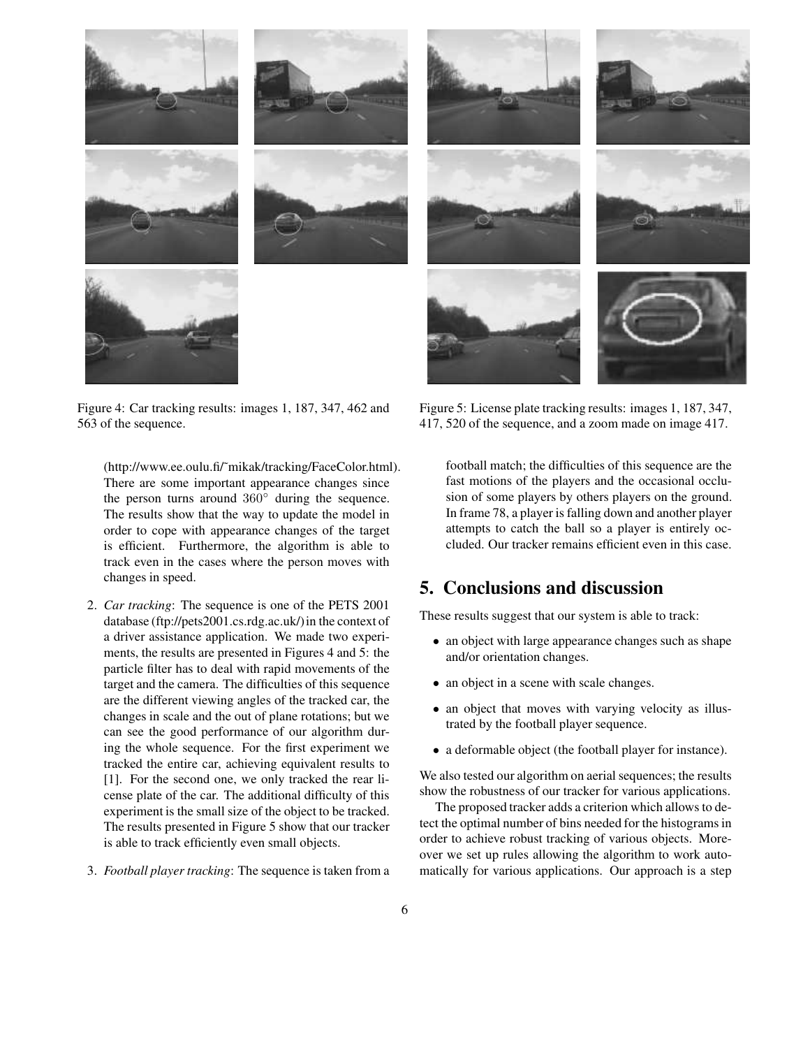Figure 4: Car tracking results: images 1, 187, 347, 462 and 563 of the sequence.

Figure 5: License plate tracking results: images 1, 187, 347, 417, 520 of the sequence, and a zoom made on image 417.

(http://www.ee.oulu.fi/˜mikak/tracking/FaceColor.html). There are some important appearance changes since the person turns around $360^\circ$ during the sequence. The results show that the way to update the model in order to cope with appearance changes of the target is efficient. Furthermore, the algorithm is able to track even in the cases where the person moves with changes in speed.

2. *Car tracking*: The sequence is one of the PETS 2001 database (ftp://pets2001.cs.rdg.ac.uk/) in the context of a driver assistance application. We made two experiments, the results are presented in Figures 4 and 5: the particle filter has to deal with rapid movements of the target and the camera. The difficulties of this sequence are the different viewing angles of the tracked car, the changes in scale and the out of plane rotations; but we can see the good performance of our algorithm during the whole sequence. For the first experiment we tracked the entire car, achieving equivalent results to [1]. For the second one, we only tracked the rear license plate of the car. The additional difficulty of this experiment is the small size of the object to be tracked. The results presented in Figure 5 show that our tracker is able to track efficiently even small objects.

3. *Football player tracking*: The sequence is taken from a football match; the difficulties of this sequence are the fast motions of the players and the occasional occlusion of some players by others players on the ground. In frame 78, a player is falling down and another player attempts to catch the ball so a player is entirely occluded. Our tracker remains efficient even in this case.

# 5. Conclusions and discussion

These results suggest that our system is able to track:

- an object with large appearance changes such as shape and/or orientation changes.
- an object in a scene with scale changes.
- an object that moves with varying velocity as illustrated by the football player sequence.
- a deformable object (the football player for instance).

We also tested our algorithm on aerial sequences; the results show the robustness of our tracker for various applications.

The proposed tracker adds a criterion which allows to detect the optimal number of bins needed for the histograms in order to achieve robust tracking of various objects. Moreover we set up rules allowing the algorithm to work automatically for various applications. Our approach is a step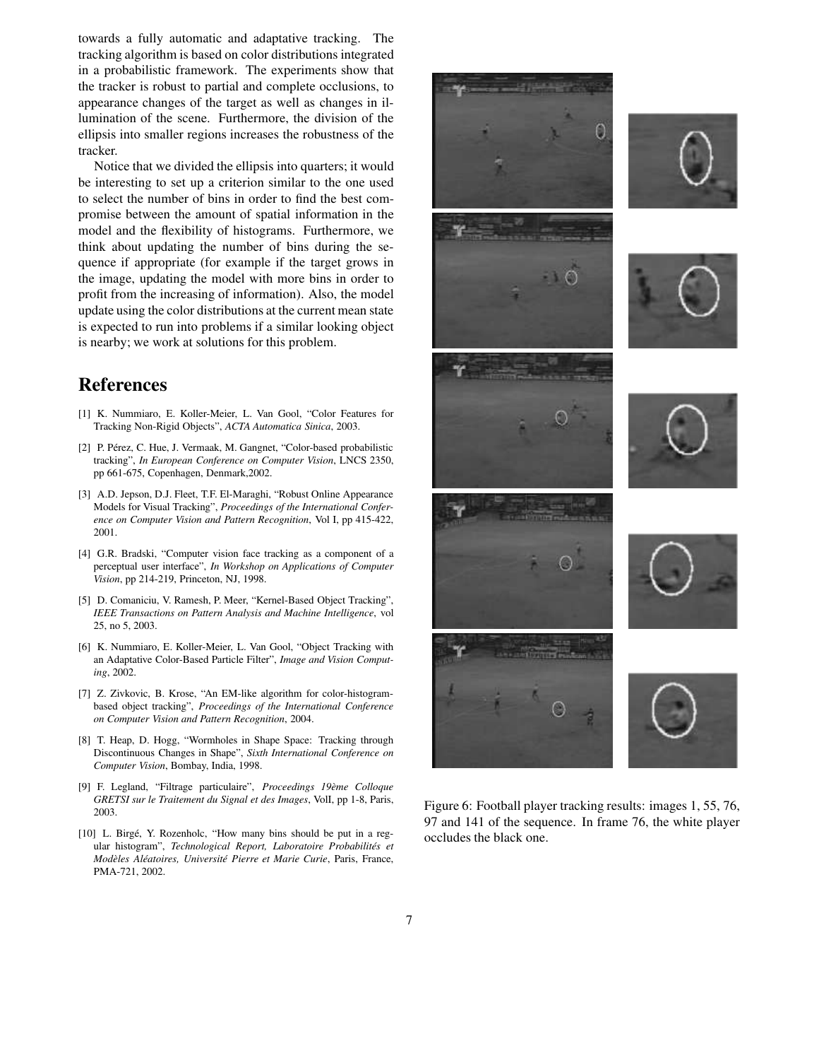towards a fully automatic and adaptative tracking. The tracking algorithm is based on color distributions integrated in a probabilistic framework. The experiments show that the tracker is robust to partial and complete occlusions, to appearance changes of the target as well as changes in illumination of the scene. Furthermore, the division of the ellipsis into smaller regions increases the robustness of the tracker.

Notice that we divided the ellipsis into quarters; it would be interesting to set up a criterion similar to the one used to select the number of bins in order to find the best compromise between the amount of spatial information in the model and the flexibility of histograms. Furthermore, we think about updating the number of bins during the sequence if appropriate (for example if the target grows in the image, updating the model with more bins in order to profit from the increasing of information). Also, the model update using the color distributions at the current mean state is expected to run into problems if a similar looking object is nearby; we work at solutions for this problem.

# References

[1] K. Nummiaro, E. Koller-Meier, L. Van Gool, "Color Features for Tracking Non-Rigid Objects", *ACTA Automatica Sinica*, 2003.

[2] P. Pérez, C. Hue, J. Vermaak, M. Gangnet, "Color-based probabilistic tracking", *In European Conference on Computer Vision*, LNCS 2350, pp 661-675, Copenhagen, Denmark,2002.

[3] A.D. Jepson, D.J. Fleet, T.F. El-Maraghi, "Robust Online Appearance Models for Visual Tracking", *Proceedings of the International Conference on Computer Vision and Pattern Recognition*, Vol I, pp 415-422, 2001.

[4] G.R. Bradski, "Computer vision face tracking as a component of a perceptual user interface", *In Workshop on Applications of Computer Vision*, pp 214-219, Princeton, NJ, 1998.

[5] D. Comaniciu, V. Ramesh, P. Meer, "Kernel-Based Object Tracking", *IEEE Transactions on Pattern Analysis and Machine Intelligence*, vol 25, no 5, 2003.

[6] K. Nummiaro, E. Koller-Meier, L. Van Gool, "Object Tracking with an Adaptative Color-Based Particle Filter", *Image and Vision Computing*, 2002.

[7] Z. Zivkovic, B. Krose, "An EM-like algorithm for color-histogram-based object tracking", *Proceedings of the International Conference on Computer Vision and Pattern Recognition*, 2004.

[8] T. Heap, D. Hogg, "Wormholes in Shape Space: Tracking through Discontinuous Changes in Shape", *Sixth International Conference on Computer Vision*, Bombay, India, 1998.

[9] F. Legland, "Filtrage particulaire", *Proceedings 19ème Colloque GRETSI sur le Traitement du Signal et des Images*, VolI, pp 1-8, Paris, 2003.

[10] L. Birgé, Y. Rozenholc, "How many bins should be put in a regular histogram", *Technological Report, Laboratoire Probabilités et Modèles Aléatoires, Université Pierre et Marie Curie*, Paris, France, PMA-721, 2002.

Figure 6: Football player tracking results: images 1, 55, 76, 97 and 141 of the sequence. In frame 76, the white player occludes the black one.